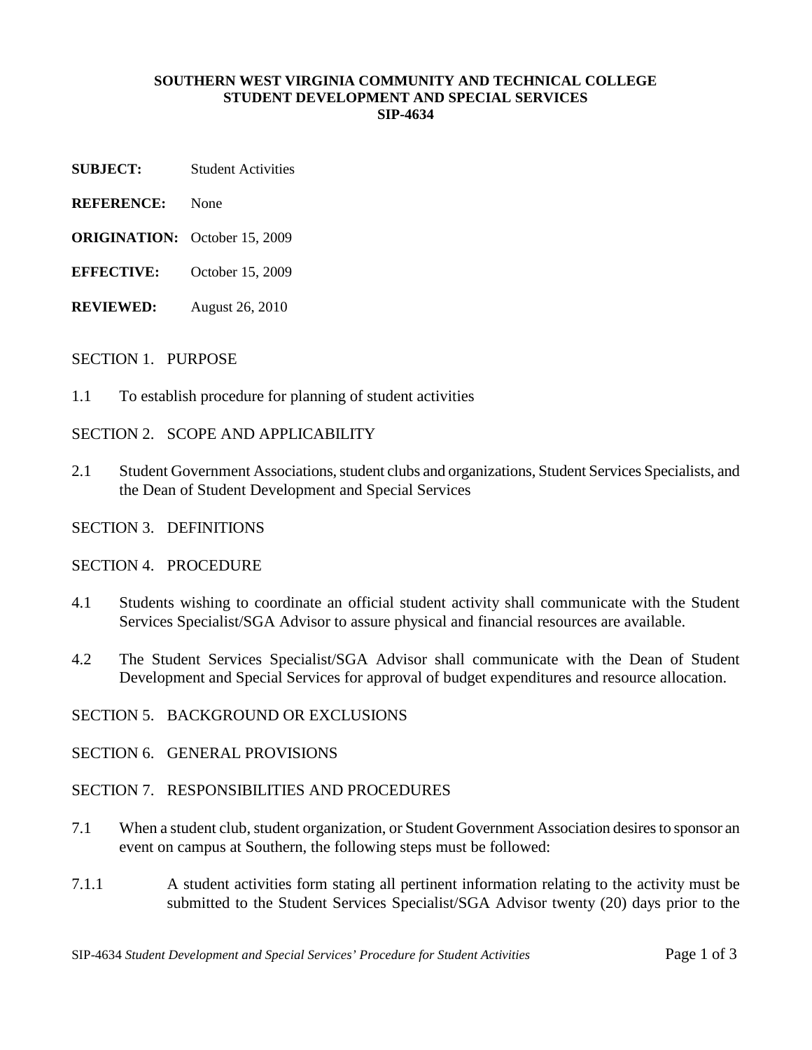**SOUTHERN WEST VIRGINIA COMMUNITY AND TECHNICAL COLLEGE**
**STUDENT DEVELOPMENT AND SPECIAL SERVICES**
**SIP-4634**

**SUBJECT:** Student Activities

**REFERENCE:** None

**ORIGINATION:** October 15, 2009

**EFFECTIVE:** October 15, 2009

**REVIEWED:** August 26, 2010

SECTION 1. PURPOSE

1.1 To establish procedure for planning of student activities

SECTION 2. SCOPE AND APPLICABILITY

2.1 Student Government Associations, student clubs and organizations, Student Services Specialists, and the Dean of Student Development and Special Services

SECTION 3. DEFINITIONS

SECTION 4. PROCEDURE

4.1 Students wishing to coordinate an official student activity shall communicate with the Student Services Specialist/SGA Advisor to assure physical and financial resources are available.

4.2 The Student Services Specialist/SGA Advisor shall communicate with the Dean of Student Development and Special Services for approval of budget expenditures and resource allocation.

SECTION 5. BACKGROUND OR EXCLUSIONS

SECTION 6. GENERAL PROVISIONS

SECTION 7. RESPONSIBILITIES AND PROCEDURES

7.1 When a student club, student organization, or Student Government Association desires to sponsor an event on campus at Southern, the following steps must be followed:

7.1.1 A student activities form stating all pertinent information relating to the activity must be submitted to the Student Services Specialist/SGA Advisor twenty (20) days prior to the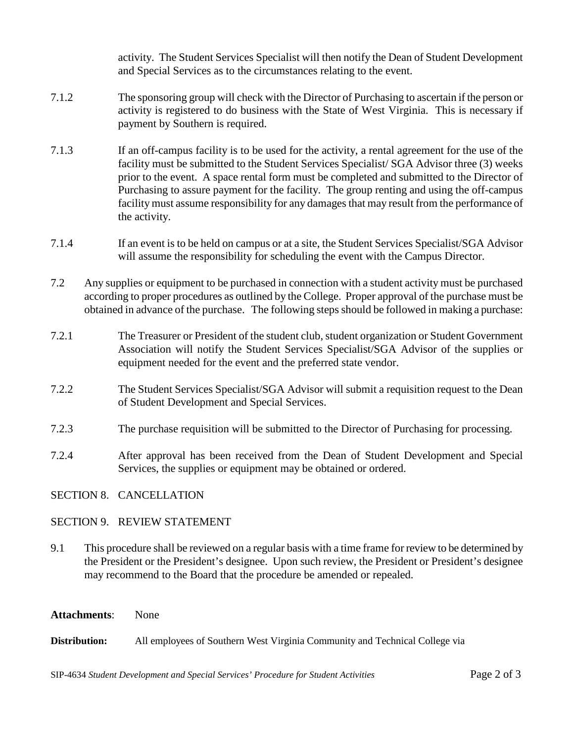activity. The Student Services Specialist will then notify the Dean of Student Development and Special Services as to the circumstances relating to the event.

7.1.2 The sponsoring group will check with the Director of Purchasing to ascertain if the person or activity is registered to do business with the State of West Virginia. This is necessary if payment by Southern is required.

7.1.3 If an off-campus facility is to be used for the activity, a rental agreement for the use of the facility must be submitted to the Student Services Specialist/ SGA Advisor three (3) weeks prior to the event. A space rental form must be completed and submitted to the Director of Purchasing to assure payment for the facility. The group renting and using the off-campus facility must assume responsibility for any damages that may result from the performance of the activity.

7.1.4 If an event is to be held on campus or at a site, the Student Services Specialist/SGA Advisor will assume the responsibility for scheduling the event with the Campus Director.

7.2 Any supplies or equipment to be purchased in connection with a student activity must be purchased according to proper procedures as outlined by the College. Proper approval of the purchase must be obtained in advance of the purchase. The following steps should be followed in making a purchase:

7.2.1 The Treasurer or President of the student club, student organization or Student Government Association will notify the Student Services Specialist/SGA Advisor of the supplies or equipment needed for the event and the preferred state vendor.

7.2.2 The Student Services Specialist/SGA Advisor will submit a requisition request to the Dean of Student Development and Special Services.

7.2.3 The purchase requisition will be submitted to the Director of Purchasing for processing.

7.2.4 After approval has been received from the Dean of Student Development and Special Services, the supplies or equipment may be obtained or ordered.

SECTION 8. CANCELLATION

SECTION 9. REVIEW STATEMENT

9.1 This procedure shall be reviewed on a regular basis with a time frame for review to be determined by the President or the President's designee. Upon such review, the President or President's designee may recommend to the Board that the procedure be amended or repealed.

**Attachments**: None

**Distribution:** All employees of Southern West Virginia Community and Technical College via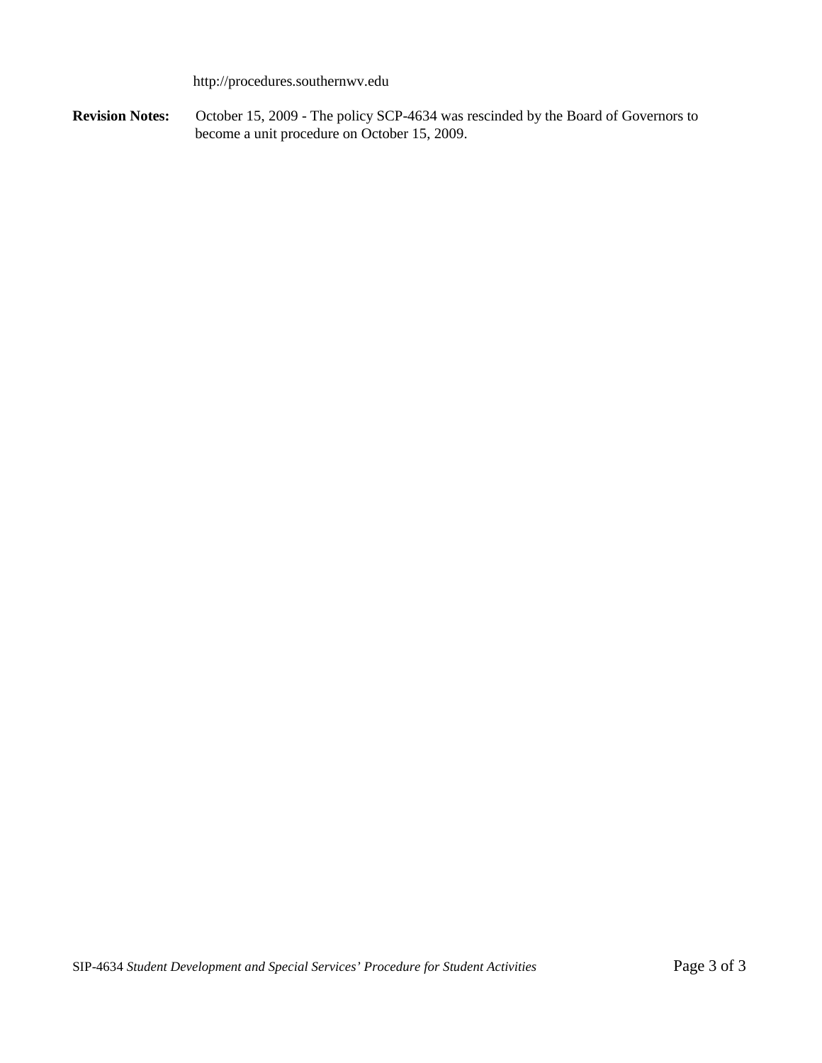http://procedures.southernwv.edu

**Revision Notes:** October 15, 2009 - The policy SCP-4634 was rescinded by the Board of Governors to become a unit procedure on October 15, 2009.